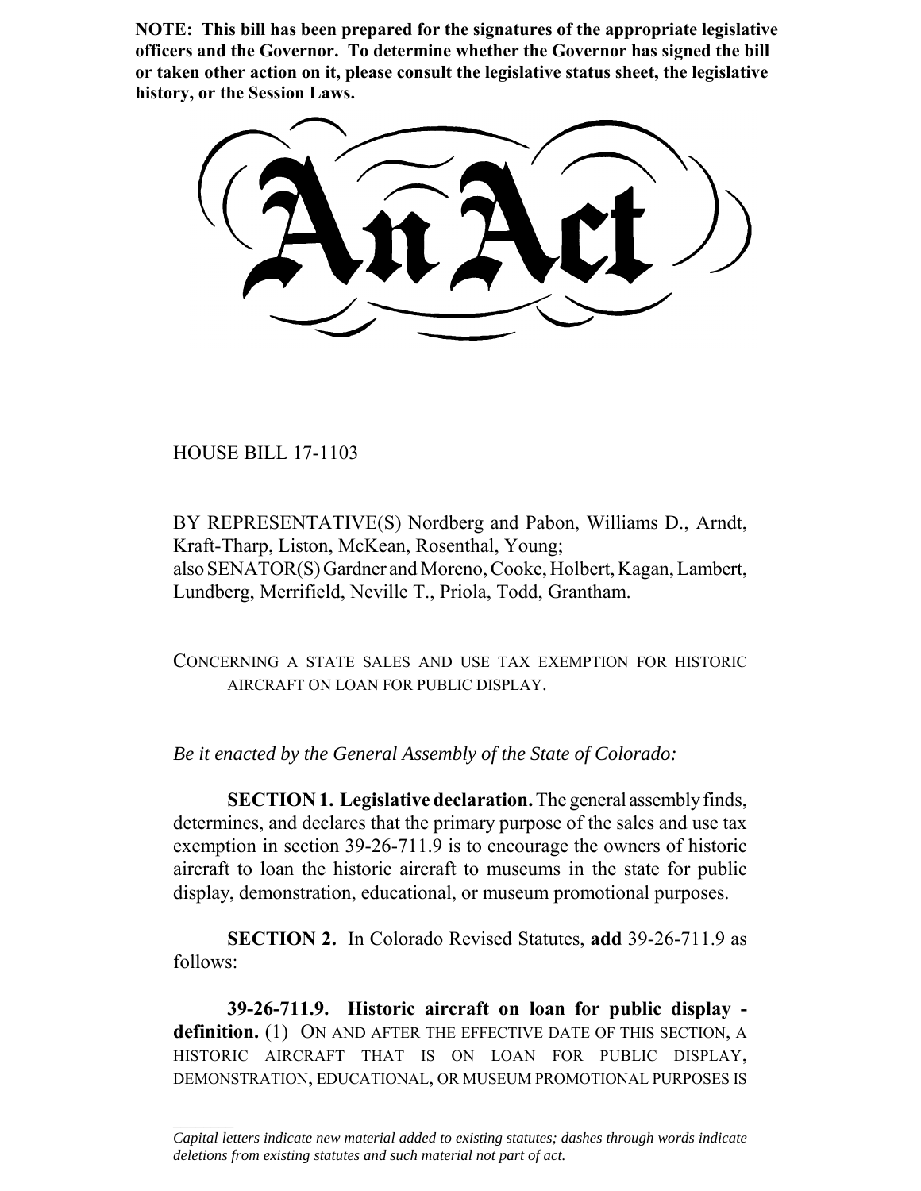**NOTE: This bill has been prepared for the signatures of the appropriate legislative officers and the Governor. To determine whether the Governor has signed the bill or taken other action on it, please consult the legislative status sheet, the legislative history, or the Session Laws.**

# An Act

HOUSE BILL 17-1103

BY REPRESENTATIVE(S) Nordberg and Pabon, Williams D., Arndt, Kraft-Tharp, Liston, McKean, Rosenthal, Young;
also SENATOR(S) Gardner and Moreno, Cooke, Holbert, Kagan, Lambert, Lundberg, Merrifield, Neville T., Priola, Todd, Grantham.

CONCERNING A STATE SALES AND USE TAX EXEMPTION FOR HISTORIC AIRCRAFT ON LOAN FOR PUBLIC DISPLAY.

*Be it enacted by the General Assembly of the State of Colorado:*

**SECTION 1. Legislative declaration.** The general assembly finds, determines, and declares that the primary purpose of the sales and use tax exemption in section 39-26-711.9 is to encourage the owners of historic aircraft to loan the historic aircraft to museums in the state for public display, demonstration, educational, or museum promotional purposes.

**SECTION 2.** In Colorado Revised Statutes, **add** 39-26-711.9 as follows:

**39-26-711.9. Historic aircraft on loan for public display - definition.** (1) ON AND AFTER THE EFFECTIVE DATE OF THIS SECTION, A HISTORIC AIRCRAFT THAT IS ON LOAN FOR PUBLIC DISPLAY, DEMONSTRATION, EDUCATIONAL, OR MUSEUM PROMOTIONAL PURPOSES IS

*Capital letters indicate new material added to existing statutes; dashes through words indicate deletions from existing statutes and such material not part of act.*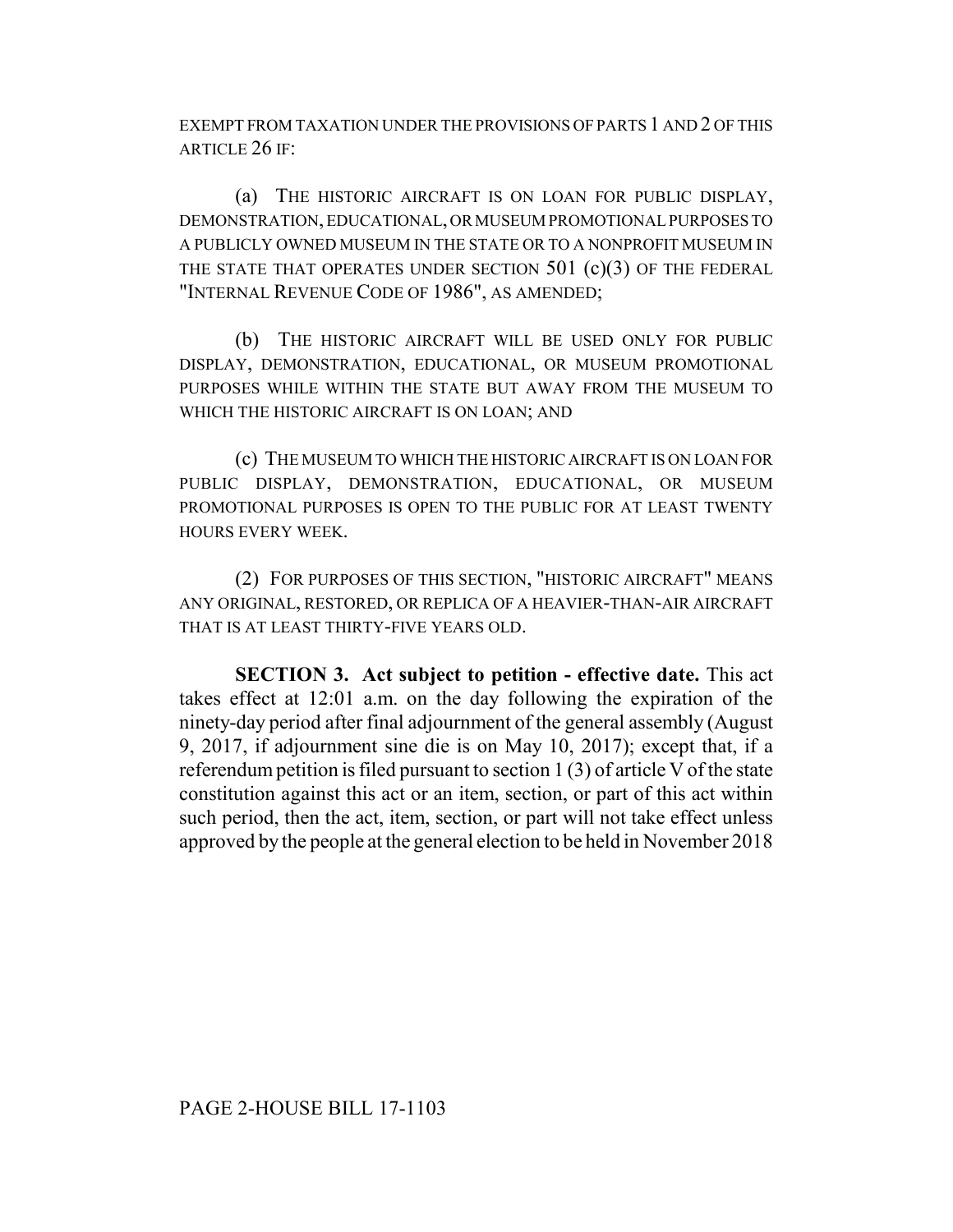EXEMPT FROM TAXATION UNDER THE PROVISIONS OF PARTS 1 AND 2 OF THIS ARTICLE 26 IF:

(a) THE HISTORIC AIRCRAFT IS ON LOAN FOR PUBLIC DISPLAY, DEMONSTRATION, EDUCATIONAL, OR MUSEUM PROMOTIONAL PURPOSES TO A PUBLICLY OWNED MUSEUM IN THE STATE OR TO A NONPROFIT MUSEUM IN THE STATE THAT OPERATES UNDER SECTION 501 (c)(3) OF THE FEDERAL "INTERNAL REVENUE CODE OF 1986", AS AMENDED;

(b) THE HISTORIC AIRCRAFT WILL BE USED ONLY FOR PUBLIC DISPLAY, DEMONSTRATION, EDUCATIONAL, OR MUSEUM PROMOTIONAL PURPOSES WHILE WITHIN THE STATE BUT AWAY FROM THE MUSEUM TO WHICH THE HISTORIC AIRCRAFT IS ON LOAN; AND

(c) THE MUSEUM TO WHICH THE HISTORIC AIRCRAFT IS ON LOAN FOR PUBLIC DISPLAY, DEMONSTRATION, EDUCATIONAL, OR MUSEUM PROMOTIONAL PURPOSES IS OPEN TO THE PUBLIC FOR AT LEAST TWENTY HOURS EVERY WEEK.

(2) FOR PURPOSES OF THIS SECTION, "HISTORIC AIRCRAFT" MEANS ANY ORIGINAL, RESTORED, OR REPLICA OF A HEAVIER-THAN-AIR AIRCRAFT THAT IS AT LEAST THIRTY-FIVE YEARS OLD.

**SECTION 3. Act subject to petition - effective date.** This act takes effect at 12:01 a.m. on the day following the expiration of the ninety-day period after final adjournment of the general assembly (August 9, 2017, if adjournment sine die is on May 10, 2017); except that, if a referendum petition is filed pursuant to section 1 (3) of article V of the state constitution against this act or an item, section, or part of this act within such period, then the act, item, section, or part will not take effect unless approved by the people at the general election to be held in November 2018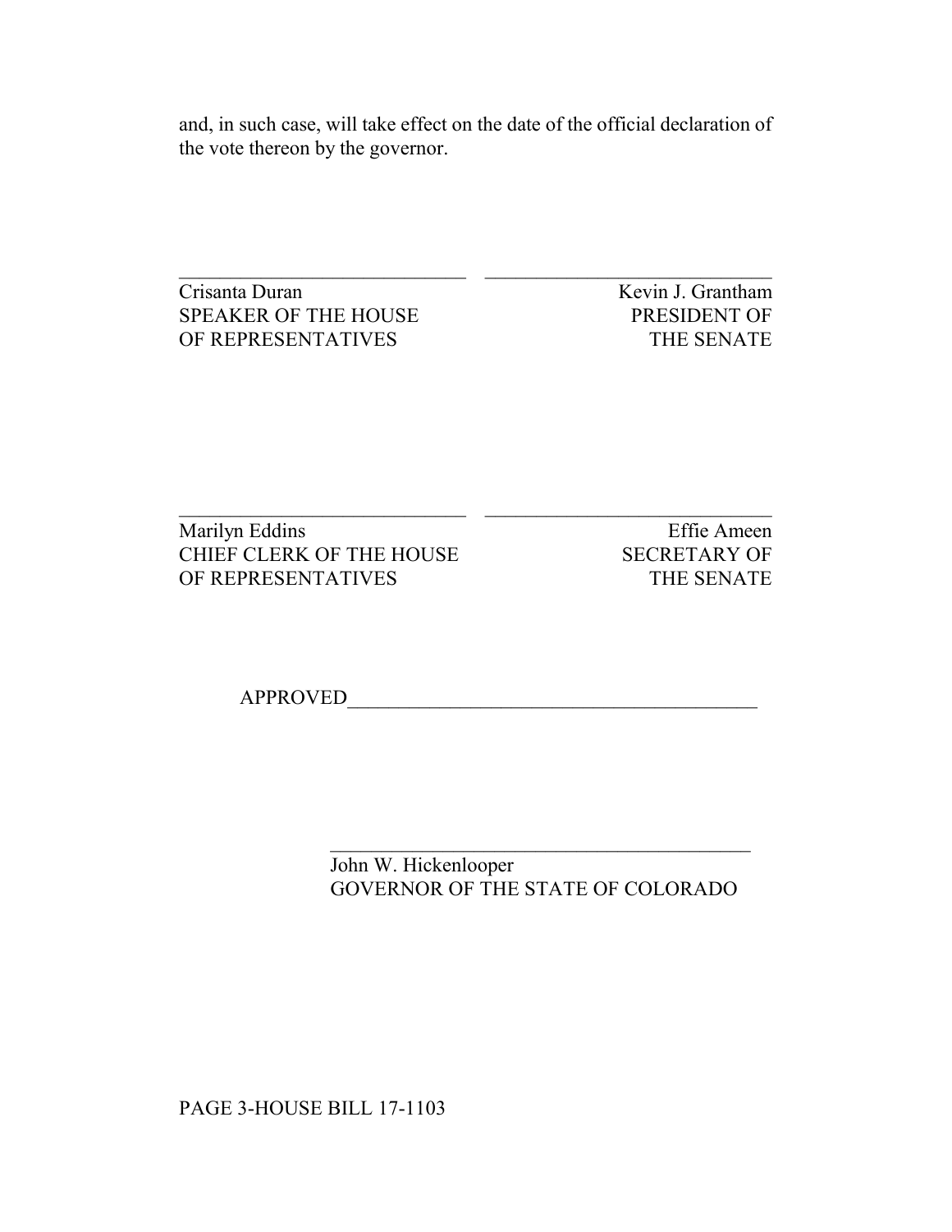and, in such case, will take effect on the date of the official declaration of the vote thereon by the governor.

| | |
|---|---|
| ____________________________ | ____________________________ |
| Crisanta Duran | Kevin J. Grantham |
| SPEAKER OF THE HOUSE | PRESIDENT OF |
| OF REPRESENTATIVES | THE SENATE |

| | |
|---|---|
| ____________________________ | ____________________________ |
| Marilyn Eddins | Effie Ameen |
| CHIEF CLERK OF THE HOUSE | SECRETARY OF |
| OF REPRESENTATIVES | THE SENATE |

APPROVED________________________________________

________________________________________

John W. Hickenlooper
GOVERNOR OF THE STATE OF COLORADO

PAGE 3-HOUSE BILL 17-1103